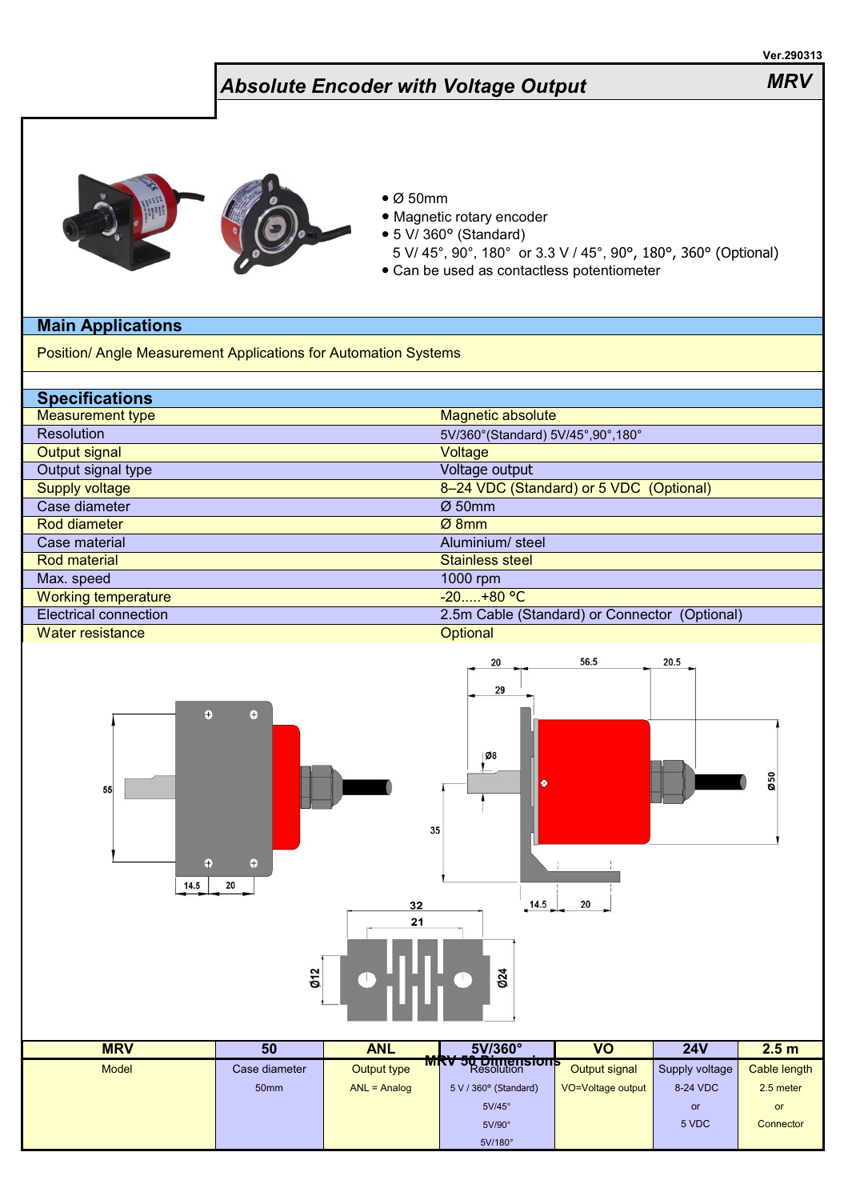# Absolute Encoder with Voltage Output

## MRV

- Ø 50mm
- Magnetic rotary encoder
- 5 V/ 360° (Standard)
  5 V/ 45°, 90°, 180° or 3.3 V / 45°, 90°, 180°, 360° (Optional)
- Can be used as contactless potentiometer

## Main Applications

Position/ Angle Measurement Applications for Automation Systems

## Specifications

| | |
|---|---|
| Measurement type | Magnetic absolute |
| Resolution | 5V/360°(Standard) 5V/45°,90°,180° |
| Output signal | Voltage |
| Output signal type | Voltage output |
| Supply voltage | 8–24 VDC (Standard) or 5 VDC (Optional) |
| Case diameter | Ø 50mm |
| Rod diameter | Ø 8mm |
| Case material | Aluminium/ steel |
| Rod material | Stainless steel |
| Max. speed | 1000 rpm |
| Working temperature | -20.....+80 °C |
| Electrical connection | 2.5m Cable (Standard) or Connector (Optional) |
| Water resistance | Optional |

## MRV 50 Dimensions

| MRV | 50 | ANL | 5V/360° | VO | 24V | 2.5 m |
|---|---|---|---|---|---|---|
| Model | Case diameter | Output type | Resolution | Output signal | Supply voltage | Cable length |
| | 50mm | ANL = Analog | 5 V / 360° (Standard) | VO=Voltage output | 8-24 VDC | 2.5 meter |
| | | | 5V/45° | | or | or |
| | | | 5V/90° | | 5 VDC | Connector |
| | | | 5V/180° | | | |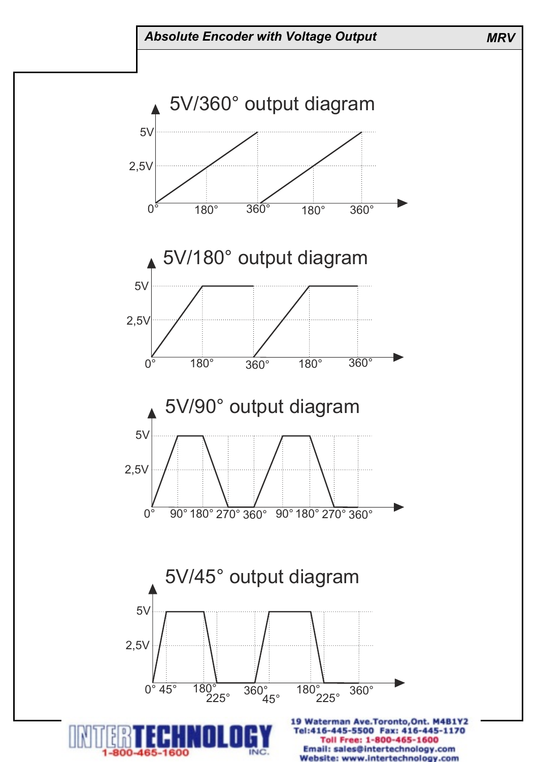5V/360° output diagram

5V
2,5V
0°
180°
360°
180°
360°

5V/180° output diagram

5V
2,5V
0°
180°
360°
180°
360°

5V/90° output diagram

5V
2,5V
0°
90° 180° 270° 360° 90° 180° 270° 360°

5V/45° output diagram

5V
2,5V
0° 45°
180°
225°
360°
45°
180°
225°
360°

INTERTECHNOLOGY INC.
1-800-465-1600

19 Waterman Ave.Toronto,Ont. M4B1Y2
Tel:416-445-5500 Fax: 416-445-1170
Toll Free: 1-800-465-1600
Email: sales@intertechnology.com
Website: www.intertechnology.com